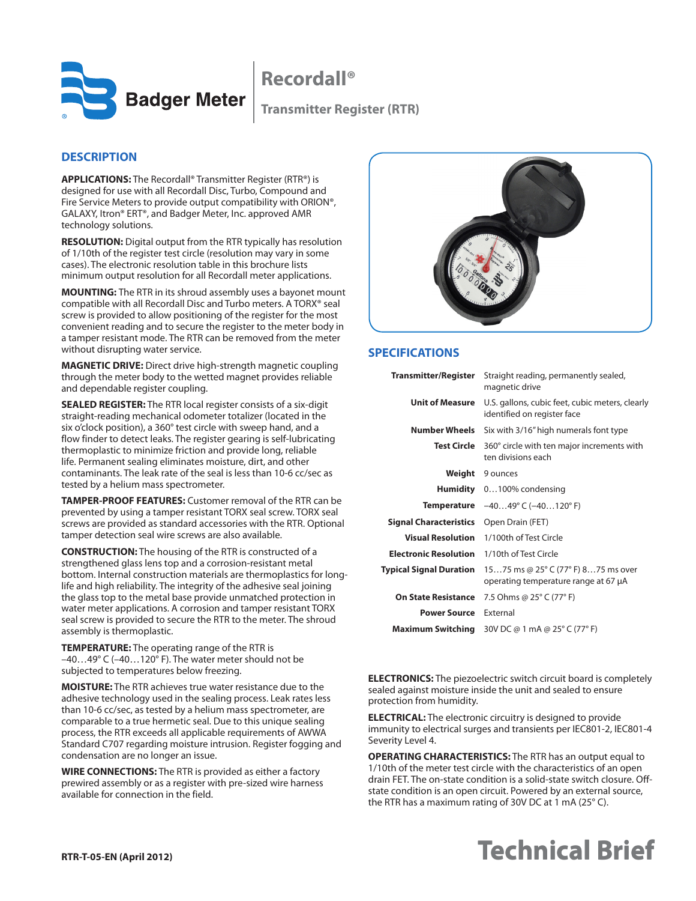# Recordall®

## Transmitter Register (RTR)

## DESCRIPTION

**APPLICATIONS:** The Recordall® Transmitter Register (RTR®) is designed for use with all Recordall Disc, Turbo, Compound and Fire Service Meters to provide output compatibility with ORION®, GALAXY, Itron® ERT®, and Badger Meter, Inc. approved AMR technology solutions.

**RESOLUTION:** Digital output from the RTR typically has resolution of 1/10th of the register test circle (resolution may vary in some cases). The electronic resolution table in this brochure lists minimum output resolution for all Recordall meter applications.

**MOUNTING:** The RTR in its shroud assembly uses a bayonet mount compatible with all Recordall Disc and Turbo meters. A TORX® seal screw is provided to allow positioning of the register for the most convenient reading and to secure the register to the meter body in a tamper resistant mode. The RTR can be removed from the meter without disrupting water service.

**MAGNETIC DRIVE:** Direct drive high-strength magnetic coupling through the meter body to the wetted magnet provides reliable and dependable register coupling.

**SEALED REGISTER:** The RTR local register consists of a six-digit straight-reading mechanical odometer totalizer (located in the six o'clock position), a 360° test circle with sweep hand, and a flow finder to detect leaks. The register gearing is self-lubricating thermoplastic to minimize friction and provide long, reliable life. Permanent sealing eliminates moisture, dirt, and other contaminants. The leak rate of the seal is less than 10-6 cc/sec as tested by a helium mass spectrometer.

**TAMPER-PROOF FEATURES:** Customer removal of the RTR can be prevented by using a tamper resistant TORX seal screw. TORX seal screws are provided as standard accessories with the RTR. Optional tamper detection seal wire screws are also available.

**CONSTRUCTION:** The housing of the RTR is constructed of a strengthened glass lens top and a corrosion-resistant metal bottom. Internal construction materials are thermoplastics for long-life and high reliability. The integrity of the adhesive seal joining the glass top to the metal base provide unmatched protection in water meter applications. A corrosion and tamper resistant TORX seal screw is provided to secure the RTR to the meter. The shroud assembly is thermoplastic.

**TEMPERATURE:** The operating range of the RTR is −40…49° C (−40…120° F). The water meter should not be subjected to temperatures below freezing.

**MOISTURE:** The RTR achieves true water resistance due to the adhesive technology used in the sealing process. Leak rates less than 10-6 cc/sec, as tested by a helium mass spectrometer, are comparable to a true hermetic seal. Due to this unique sealing process, the RTR exceeds all applicable requirements of AWWA Standard C707 regarding moisture intrusion. Register fogging and condensation are no longer an issue.

**WIRE CONNECTIONS:** The RTR is provided as either a factory prewired assembly or as a register with pre-sized wire harness available for connection in the field.

## SPECIFICATIONS

| | |
|---|---|
| **Transmitter/Register** | Straight reading, permanently sealed, magnetic drive |
| **Unit of Measure** | U.S. gallons, cubic feet, cubic meters, clearly identified on register face |
| **Number Wheels** | Six with 3/16" high numerals font type |
| **Test Circle** | 360° circle with ten major increments with ten divisions each |
| **Weight** | 9 ounces |
| **Humidity** | 0…100% condensing |
| **Temperature** | −40…49° C (−40…120° F) |
| **Signal Characteristics** | Open Drain (FET) |
| **Visual Resolution** | 1/100th of Test Circle |
| **Electronic Resolution** | 1/10th of Test Circle |
| **Typical Signal Duration** | 15…75 ms @ 25° C (77° F) 8…75 ms over operating temperature range at 67 µA |
| **On State Resistance** | 7.5 Ohms @ 25° C (77° F) |
| **Power Source** | External |
| **Maximum Switching** | 30V DC @ 1 mA @ 25° C (77° F) |

**ELECTRONICS:** The piezoelectric switch circuit board is completely sealed against moisture inside the unit and sealed to ensure protection from humidity.

**ELECTRICAL:** The electronic circuitry is designed to provide immunity to electrical surges and transients per IEC801-2, IEC801-4 Severity Level 4.

**OPERATING CHARACTERISTICS:** The RTR has an output equal to 1/10th of the meter test circle with the characteristics of an open drain FET. The on-state condition is a solid-state switch closure. Off-state condition is an open circuit. Powered by an external source, the RTR has a maximum rating of 30V DC at 1 mA (25° C).

RTR-T-05-EN (April 2012)

**Technical Brief**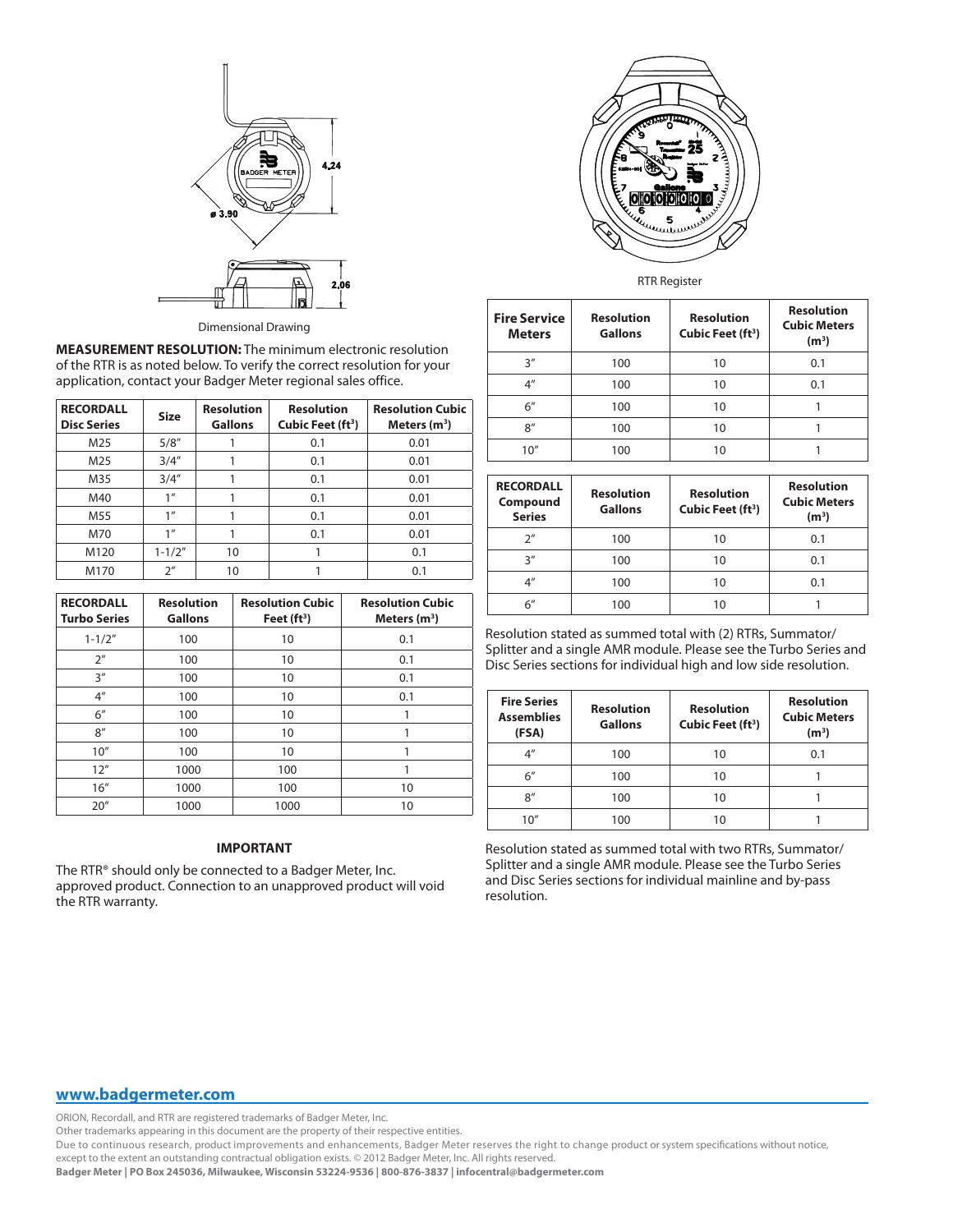4.24

ø 3.90

2.06

Dimensional Drawing

**MEASUREMENT RESOLUTION:** The minimum electronic resolution of the RTR is as noted below. To verify the correct resolution for your application, contact your Badger Meter regional sales office.

| RECORDALL Disc Series | Size | Resolution Gallons | Resolution Cubic Feet (ft³) | Resolution Cubic Meters (m³) |
|---|---|---|---|---|
| M25 | 5/8″ | 1 | 0.1 | 0.01 |
| M25 | 3/4″ | 1 | 0.1 | 0.01 |
| M35 | 3/4″ | 1 | 0.1 | 0.01 |
| M40 | 1″ | 1 | 0.1 | 0.01 |
| M55 | 1″ | 1 | 0.1 | 0.01 |
| M70 | 1″ | 1 | 0.1 | 0.01 |
| M120 | 1-1/2″ | 10 | 1 | 0.1 |
| M170 | 2″ | 10 | 1 | 0.1 |

| RECORDALL Turbo Series | Resolution Gallons | Resolution Cubic Feet (ft³) | Resolution Cubic Meters (m³) |
|---|---|---|---|
| 1-1/2″ | 100 | 10 | 0.1 |
| 2″ | 100 | 10 | 0.1 |
| 3″ | 100 | 10 | 0.1 |
| 4″ | 100 | 10 | 0.1 |
| 6″ | 100 | 10 | 1 |
| 8″ | 100 | 10 | 1 |
| 10″ | 100 | 10 | 1 |
| 12″ | 1000 | 100 | 1 |
| 16″ | 1000 | 100 | 10 |
| 20″ | 1000 | 1000 | 10 |

**IMPORTANT**

The RTR® should only be connected to a Badger Meter, Inc. approved product. Connection to an unapproved product will void the RTR warranty.

RTR Register

| Fire Service Meters | Resolution Gallons | Resolution Cubic Feet (ft³) | Resolution Cubic Meters (m³) |
|---|---|---|---|
| 3″ | 100 | 10 | 0.1 |
| 4″ | 100 | 10 | 0.1 |
| 6″ | 100 | 10 | 1 |
| 8″ | 100 | 10 | 1 |
| 10″ | 100 | 10 | 1 |

| RECORDALL Compound Series | Resolution Gallons | Resolution Cubic Feet (ft³) | Resolution Cubic Meters (m³) |
|---|---|---|---|
| 2″ | 100 | 10 | 0.1 |
| 3″ | 100 | 10 | 0.1 |
| 4″ | 100 | 10 | 0.1 |
| 6″ | 100 | 10 | 1 |

Resolution stated as summed total with (2) RTRs, Summator/Splitter and a single AMR module. Please see the Turbo Series and Disc Series sections for individual high and low side resolution.

| Fire Series Assemblies (FSA) | Resolution Gallons | Resolution Cubic Feet (ft³) | Resolution Cubic Meters (m³) |
|---|---|---|---|
| 4″ | 100 | 10 | 0.1 |
| 6″ | 100 | 10 | 1 |
| 8″ | 100 | 10 | 1 |
| 10″ | 100 | 10 | 1 |

Resolution stated as summed total with two RTRs, Summator/Splitter and a single AMR module. Please see the Turbo Series and Disc Series sections for individual mainline and by-pass resolution.

**www.badgermeter.com**

ORION, Recordall, and RTR are registered trademarks of Badger Meter, Inc.
Other trademarks appearing in this document are the property of their respective entities.
Due to continuous research, product improvements and enhancements, Badger Meter reserves the right to change product or system specifications without notice, except to the extent an outstanding contractual obligation exists. © 2012 Badger Meter, Inc. All rights reserved.
**Badger Meter | PO Box 245036, Milwaukee, Wisconsin 53224-9536 | 800-876-3837 | infocentral@badgermeter.com**